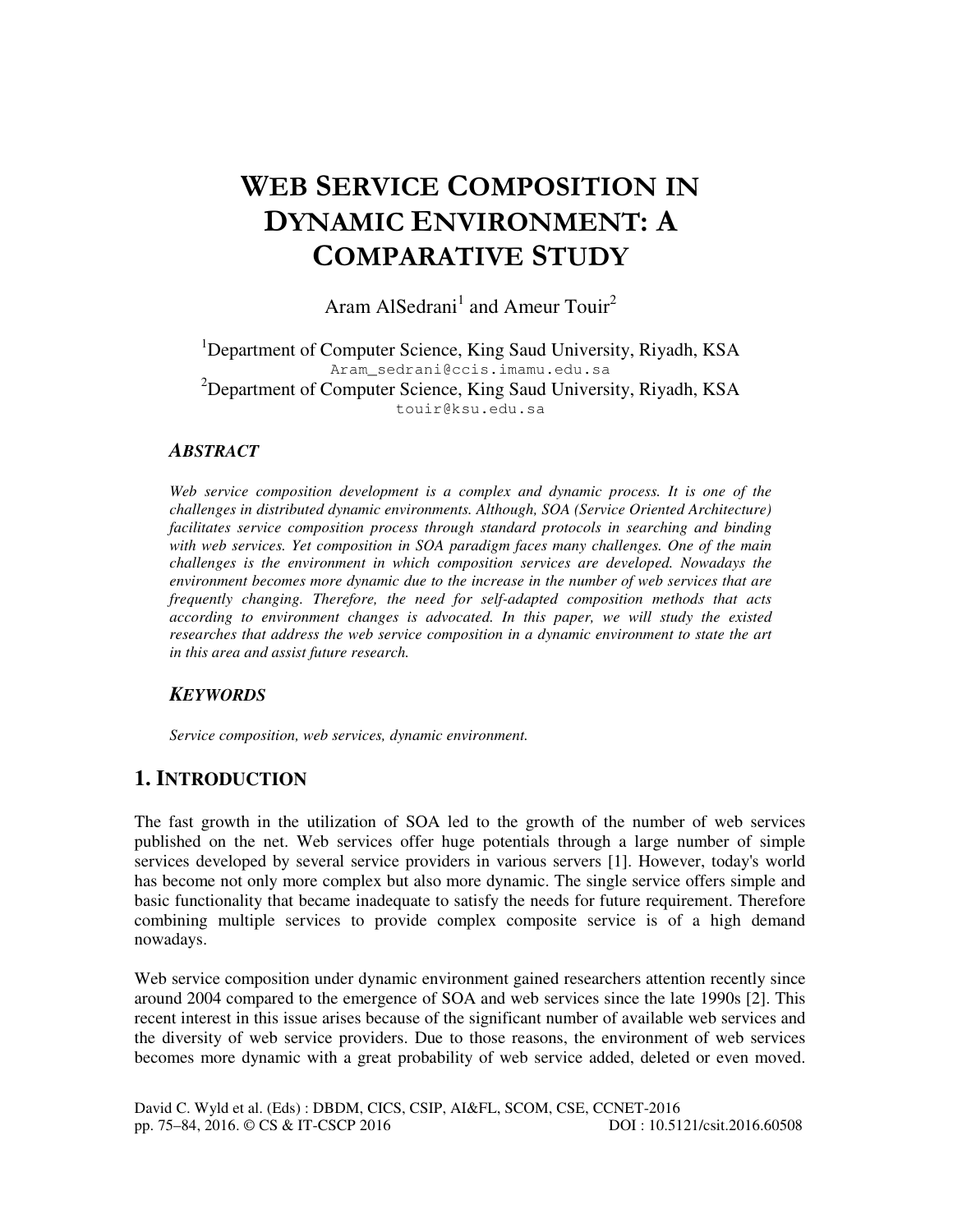# WEB SERVICE COMPOSITION IN DYNAMIC ENVIRONMENT: A COMPARATIVE STUDY

Aram AlSedrani[1] and Ameur Touir[2]

[1]Department of Computer Science, King Saud University, Riyadh, KSA
Aram_sedrani@ccis.imamu.edu.sa
[2]Department of Computer Science, King Saud University, Riyadh, KSA
touir@ksu.edu.sa

### *ABSTRACT*

*Web service composition development is a complex and dynamic process. It is one of the challenges in distributed dynamic environments. Although, SOA (Service Oriented Architecture) facilitates service composition process through standard protocols in searching and binding with web services. Yet composition in SOA paradigm faces many challenges. One of the main challenges is the environment in which composition services are developed. Nowadays the environment becomes more dynamic due to the increase in the number of web services that are frequently changing. Therefore, the need for self-adapted composition methods that acts according to environment changes is advocated. In this paper, we will study the existed researches that address the web service composition in a dynamic environment to state the art in this area and assist future research.*

### *KEYWORDS*

*Service composition, web services, dynamic environment.*

## 1. INTRODUCTION

The fast growth in the utilization of SOA led to the growth of the number of web services published on the net. Web services offer huge potentials through a large number of simple services developed by several service providers in various servers [1]. However, today's world has become not only more complex but also more dynamic. The single service offers simple and basic functionality that became inadequate to satisfy the needs for future requirement. Therefore combining multiple services to provide complex composite service is of a high demand nowadays.

Web service composition under dynamic environment gained researchers attention recently since around 2004 compared to the emergence of SOA and web services since the late 1990s [2]. This recent interest in this issue arises because of the significant number of available web services and the diversity of web service providers. Due to those reasons, the environment of web services becomes more dynamic with a great probability of web service added, deleted or even moved.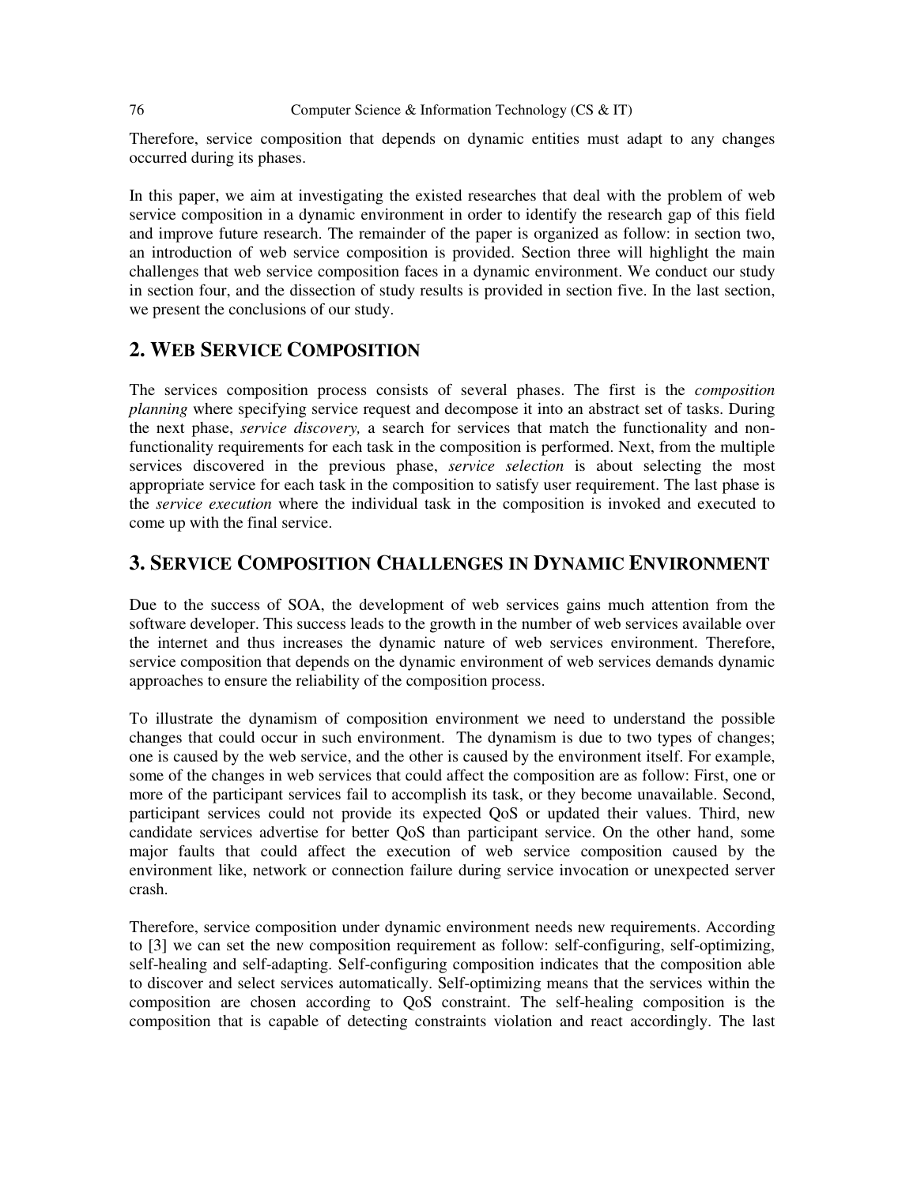Therefore, service composition that depends on dynamic entities must adapt to any changes occurred during its phases.

In this paper, we aim at investigating the existed researches that deal with the problem of web service composition in a dynamic environment in order to identify the research gap of this field and improve future research. The remainder of the paper is organized as follow: in section two, an introduction of web service composition is provided. Section three will highlight the main challenges that web service composition faces in a dynamic environment. We conduct our study in section four, and the dissection of study results is provided in section five. In the last section, we present the conclusions of our study.

## 2. WEB SERVICE COMPOSITION

The services composition process consists of several phases. The first is the *composition planning* where specifying service request and decompose it into an abstract set of tasks. During the next phase, *service discovery,* a search for services that match the functionality and non-functionality requirements for each task in the composition is performed. Next, from the multiple services discovered in the previous phase, *service selection* is about selecting the most appropriate service for each task in the composition to satisfy user requirement. The last phase is the *service execution* where the individual task in the composition is invoked and executed to come up with the final service.

## 3. SERVICE COMPOSITION CHALLENGES IN DYNAMIC ENVIRONMENT

Due to the success of SOA, the development of web services gains much attention from the software developer. This success leads to the growth in the number of web services available over the internet and thus increases the dynamic nature of web services environment. Therefore, service composition that depends on the dynamic environment of web services demands dynamic approaches to ensure the reliability of the composition process.

To illustrate the dynamism of composition environment we need to understand the possible changes that could occur in such environment. The dynamism is due to two types of changes; one is caused by the web service, and the other is caused by the environment itself. For example, some of the changes in web services that could affect the composition are as follow: First, one or more of the participant services fail to accomplish its task, or they become unavailable. Second, participant services could not provide its expected QoS or updated their values. Third, new candidate services advertise for better QoS than participant service. On the other hand, some major faults that could affect the execution of web service composition caused by the environment like, network or connection failure during service invocation or unexpected server crash.

Therefore, service composition under dynamic environment needs new requirements. According to [3] we can set the new composition requirement as follow: self-configuring, self-optimizing, self-healing and self-adapting. Self-configuring composition indicates that the composition able to discover and select services automatically. Self-optimizing means that the services within the composition are chosen according to QoS constraint. The self-healing composition is the composition that is capable of detecting constraints violation and react accordingly. The last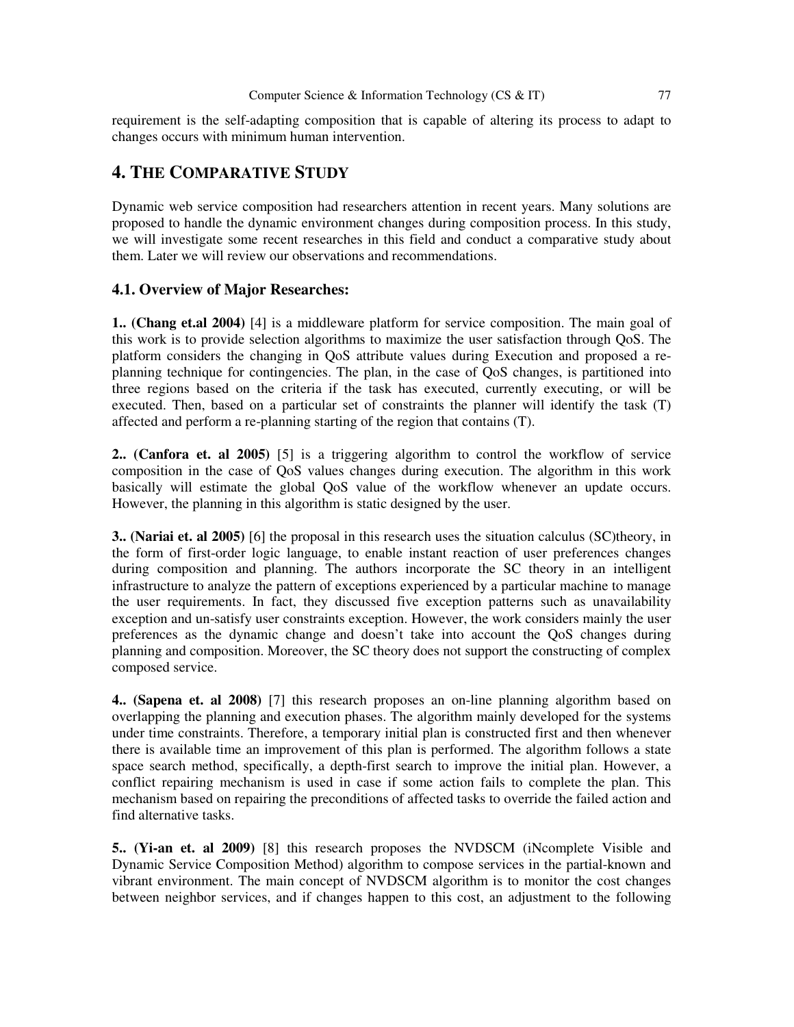requirement is the self-adapting composition that is capable of altering its process to adapt to changes occurs with minimum human intervention.

## 4. THE COMPARATIVE STUDY

Dynamic web service composition had researchers attention in recent years. Many solutions are proposed to handle the dynamic environment changes during composition process. In this study, we will investigate some recent researches in this field and conduct a comparative study about them. Later we will review our observations and recommendations.

### 4.1. Overview of Major Researches:

**1.. (Chang et.al 2004)** [4] is a middleware platform for service composition. The main goal of this work is to provide selection algorithms to maximize the user satisfaction through QoS. The platform considers the changing in QoS attribute values during Execution and proposed a re-planning technique for contingencies. The plan, in the case of QoS changes, is partitioned into three regions based on the criteria if the task has executed, currently executing, or will be executed. Then, based on a particular set of constraints the planner will identify the task (T) affected and perform a re-planning starting of the region that contains (T).

**2.. (Canfora et. al 2005)** [5] is a triggering algorithm to control the workflow of service composition in the case of QoS values changes during execution. The algorithm in this work basically will estimate the global QoS value of the workflow whenever an update occurs. However, the planning in this algorithm is static designed by the user.

**3.. (Nariai et. al 2005)** [6] the proposal in this research uses the situation calculus (SC)theory, in the form of first-order logic language, to enable instant reaction of user preferences changes during composition and planning. The authors incorporate the SC theory in an intelligent infrastructure to analyze the pattern of exceptions experienced by a particular machine to manage the user requirements. In fact, they discussed five exception patterns such as unavailability exception and un-satisfy user constraints exception. However, the work considers mainly the user preferences as the dynamic change and doesn't take into account the QoS changes during planning and composition. Moreover, the SC theory does not support the constructing of complex composed service.

**4.. (Sapena et. al 2008)** [7] this research proposes an on-line planning algorithm based on overlapping the planning and execution phases. The algorithm mainly developed for the systems under time constraints. Therefore, a temporary initial plan is constructed first and then whenever there is available time an improvement of this plan is performed. The algorithm follows a state space search method, specifically, a depth-first search to improve the initial plan. However, a conflict repairing mechanism is used in case if some action fails to complete the plan. This mechanism based on repairing the preconditions of affected tasks to override the failed action and find alternative tasks.

**5.. (Yi-an et. al 2009)** [8] this research proposes the NVDSCM (iNcomplete Visible and Dynamic Service Composition Method) algorithm to compose services in the partial-known and vibrant environment. The main concept of NVDSCM algorithm is to monitor the cost changes between neighbor services, and if changes happen to this cost, an adjustment to the following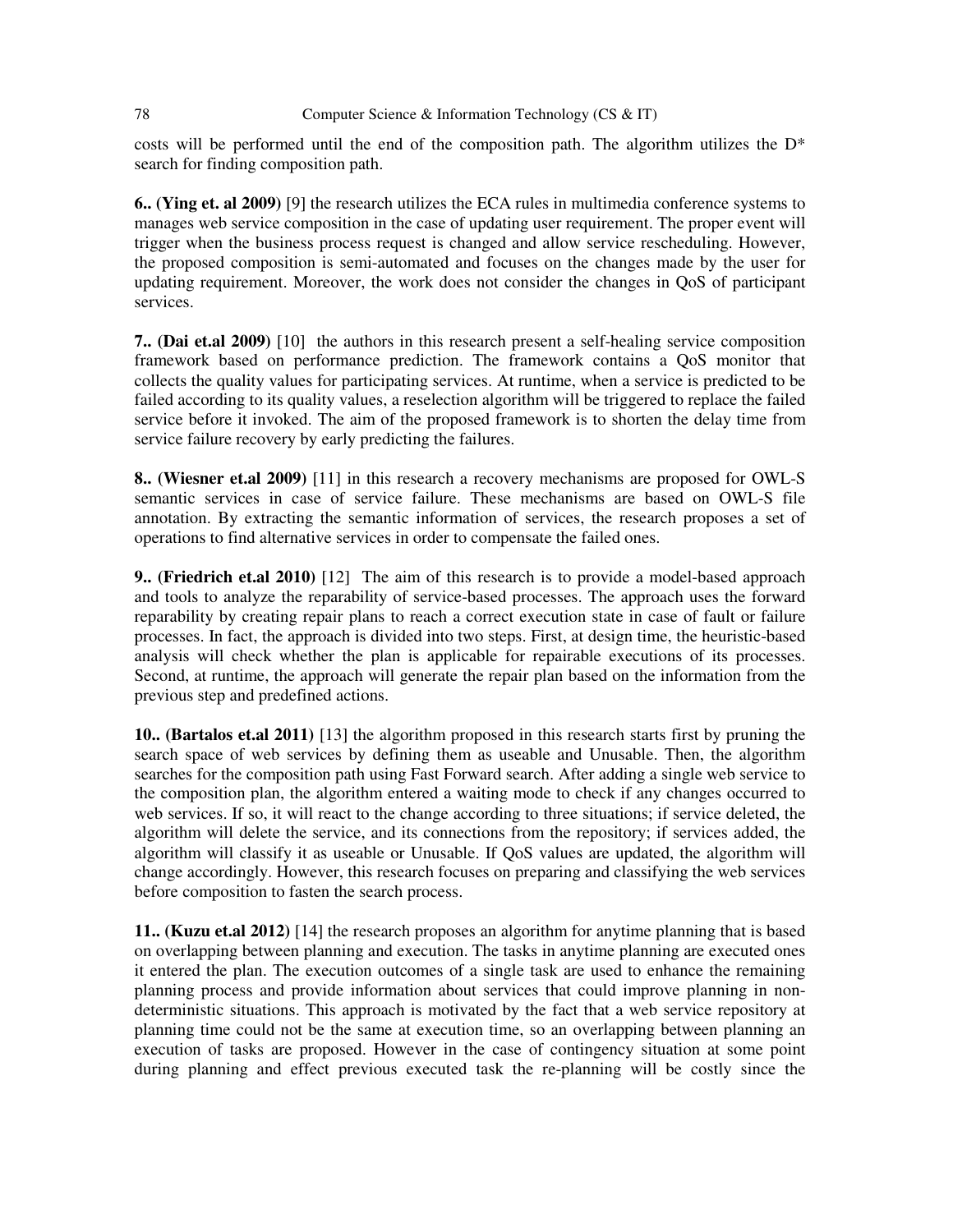costs will be performed until the end of the composition path. The algorithm utilizes the D* search for finding composition path.

**6.. (Ying et. al 2009)** [9] the research utilizes the ECA rules in multimedia conference systems to manages web service composition in the case of updating user requirement. The proper event will trigger when the business process request is changed and allow service rescheduling. However, the proposed composition is semi-automated and focuses on the changes made by the user for updating requirement. Moreover, the work does not consider the changes in QoS of participant services.

**7.. (Dai et.al 2009)** [10] the authors in this research present a self-healing service composition framework based on performance prediction. The framework contains a QoS monitor that collects the quality values for participating services. At runtime, when a service is predicted to be failed according to its quality values, a reselection algorithm will be triggered to replace the failed service before it invoked. The aim of the proposed framework is to shorten the delay time from service failure recovery by early predicting the failures.

**8.. (Wiesner et.al 2009)** [11] in this research a recovery mechanisms are proposed for OWL-S semantic services in case of service failure. These mechanisms are based on OWL-S file annotation. By extracting the semantic information of services, the research proposes a set of operations to find alternative services in order to compensate the failed ones.

**9.. (Friedrich et.al 2010)** [12] The aim of this research is to provide a model-based approach and tools to analyze the reparability of service-based processes. The approach uses the forward reparability by creating repair plans to reach a correct execution state in case of fault or failure processes. In fact, the approach is divided into two steps. First, at design time, the heuristic-based analysis will check whether the plan is applicable for repairable executions of its processes. Second, at runtime, the approach will generate the repair plan based on the information from the previous step and predefined actions.

**10.. (Bartalos et.al 2011)** [13] the algorithm proposed in this research starts first by pruning the search space of web services by defining them as useable and Unusable. Then, the algorithm searches for the composition path using Fast Forward search. After adding a single web service to the composition plan, the algorithm entered a waiting mode to check if any changes occurred to web services. If so, it will react to the change according to three situations; if service deleted, the algorithm will delete the service, and its connections from the repository; if services added, the algorithm will classify it as useable or Unusable. If QoS values are updated, the algorithm will change accordingly. However, this research focuses on preparing and classifying the web services before composition to fasten the search process.

**11.. (Kuzu et.al 2012)** [14] the research proposes an algorithm for anytime planning that is based on overlapping between planning and execution. The tasks in anytime planning are executed ones it entered the plan. The execution outcomes of a single task are used to enhance the remaining planning process and provide information about services that could improve planning in non-deterministic situations. This approach is motivated by the fact that a web service repository at planning time could not be the same at execution time, so an overlapping between planning an execution of tasks are proposed. However in the case of contingency situation at some point during planning and effect previous executed task the re-planning will be costly since the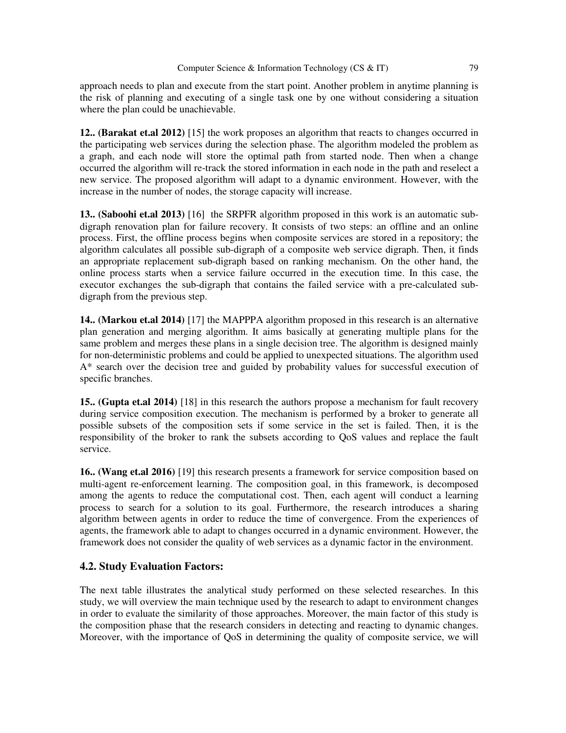approach needs to plan and execute from the start point. Another problem in anytime planning is the risk of planning and executing of a single task one by one without considering a situation where the plan could be unachievable.

**12.. (Barakat et.al 2012)** [15] the work proposes an algorithm that reacts to changes occurred in the participating web services during the selection phase. The algorithm modeled the problem as a graph, and each node will store the optimal path from started node. Then when a change occurred the algorithm will re-track the stored information in each node in the path and reselect a new service. The proposed algorithm will adapt to a dynamic environment. However, with the increase in the number of nodes, the storage capacity will increase.

**13.. (Saboohi et.al 2013)** [16] the SRPFR algorithm proposed in this work is an automatic sub-digraph renovation plan for failure recovery. It consists of two steps: an offline and an online process. First, the offline process begins when composite services are stored in a repository; the algorithm calculates all possible sub-digraph of a composite web service digraph. Then, it finds an appropriate replacement sub-digraph based on ranking mechanism. On the other hand, the online process starts when a service failure occurred in the execution time. In this case, the executor exchanges the sub-digraph that contains the failed service with a pre-calculated sub-digraph from the previous step.

**14.. (Markou et.al 2014)** [17] the MAPPPA algorithm proposed in this research is an alternative plan generation and merging algorithm. It aims basically at generating multiple plans for the same problem and merges these plans in a single decision tree. The algorithm is designed mainly for non-deterministic problems and could be applied to unexpected situations. The algorithm used A* search over the decision tree and guided by probability values for successful execution of specific branches.

**15.. (Gupta et.al 2014)** [18] in this research the authors propose a mechanism for fault recovery during service composition execution. The mechanism is performed by a broker to generate all possible subsets of the composition sets if some service in the set is failed. Then, it is the responsibility of the broker to rank the subsets according to QoS values and replace the fault service.

**16.. (Wang et.al 2016)** [19] this research presents a framework for service composition based on multi-agent re-enforcement learning. The composition goal, in this framework, is decomposed among the agents to reduce the computational cost. Then, each agent will conduct a learning process to search for a solution to its goal. Furthermore, the research introduces a sharing algorithm between agents in order to reduce the time of convergence. From the experiences of agents, the framework able to adapt to changes occurred in a dynamic environment. However, the framework does not consider the quality of web services as a dynamic factor in the environment.

## 4.2. Study Evaluation Factors:

The next table illustrates the analytical study performed on these selected researches. In this study, we will overview the main technique used by the research to adapt to environment changes in order to evaluate the similarity of those approaches. Moreover, the main factor of this study is the composition phase that the research considers in detecting and reacting to dynamic changes. Moreover, with the importance of QoS in determining the quality of composite service, we will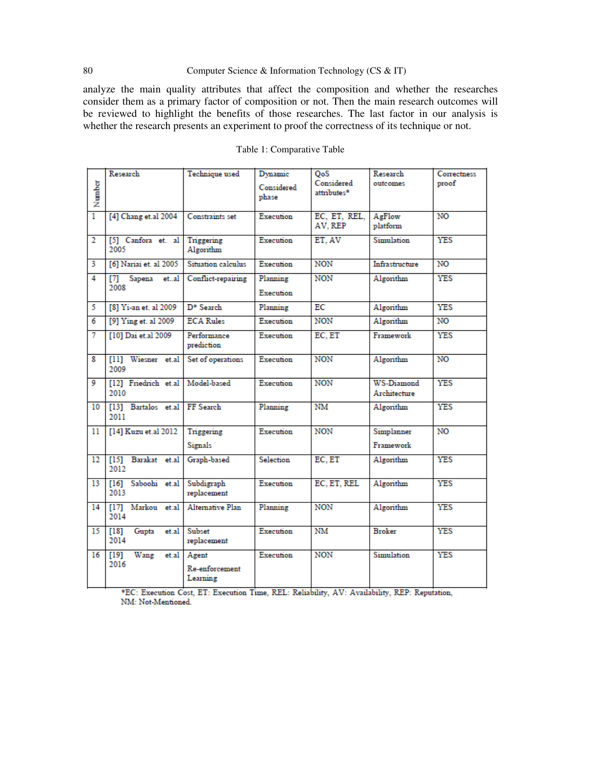analyze the main quality attributes that affect the composition and whether the researches consider them as a primary factor of composition or not. Then the main research outcomes will be reviewed to highlight the benefits of those researches. The last factor in our analysis is whether the research presents an experiment to proof the correctness of its technique or not.

Table 1: Comparative Table

| Number | Research | Technique used | Dynamic Considered phase | QoS Considered attributes* | Research outcomes | Correctness proof |
|---|---|---|---|---|---|---|
| 1 | [4] Chang et.al 2004 | Constraints set | Execution | EC, ET, REL, AV, REP | AgFlow platform | NO |
| 2 | [5] Canfora et. al 2005 | Triggering Algorithm | Execution | ET, AV | Simulation | YES |
| 3 | [6] Nariai et. al 2005 | Situation calculus | Execution | NON | Infrastructure | NO |
| 4 | [7] Sapena et..al 2008 | Conflict-repairing | Planning Execution | NON | Algorithm | YES |
| 5 | [8] Yi-an et. al 2009 | D* Search | Planning | EC | Algorithm | YES |
| 6 | [9] Ying et. al 2009 | ECA Rules | Execution | NON | Algorithm | NO |
| 7 | [10] Dai et.al 2009 | Performance prediction | Execution | EC, ET | Framework | YES |
| 8 | [11] Wiesner et.al 2009 | Set of operations | Execution | NON | Algorithm | NO |
| 9 | [12] Friedrich et.al 2010 | Model-based | Execution | NON | WS-Diamond Architecture | YES |
| 10 | [13] Bartalos et.al 2011 | FF Search | Planning | NM | Algorithm | YES |
| 11 | [14] Kuzu et.al 2012 | Triggering Signals | Execution | NON | Simplanner Framework | NO |
| 12 | [15] Barakat et.al 2012 | Graph-based | Selection | EC, ET | Algorithm | YES |
| 13 | [16] Saboohi et.al 2013 | Subdigraph replacement | Execution | EC, ET, REL | Algorithm | YES |
| 14 | [17] Markou et.al 2014 | Alternative Plan | Planning | NON | Algorithm | YES |
| 15 | [18] Gupta et.al 2014 | Subset replacement | Execution | NM | Broker | YES |
| 16 | [19] Wang et.al 2016 | Agent Re-enforcement Learning | Execution | NON | Simulation | YES |

*EC: Execution Cost, ET: Execution Time, REL: Reliability, AV: Availability, REP: Reputation, NM: Not-Mentioned.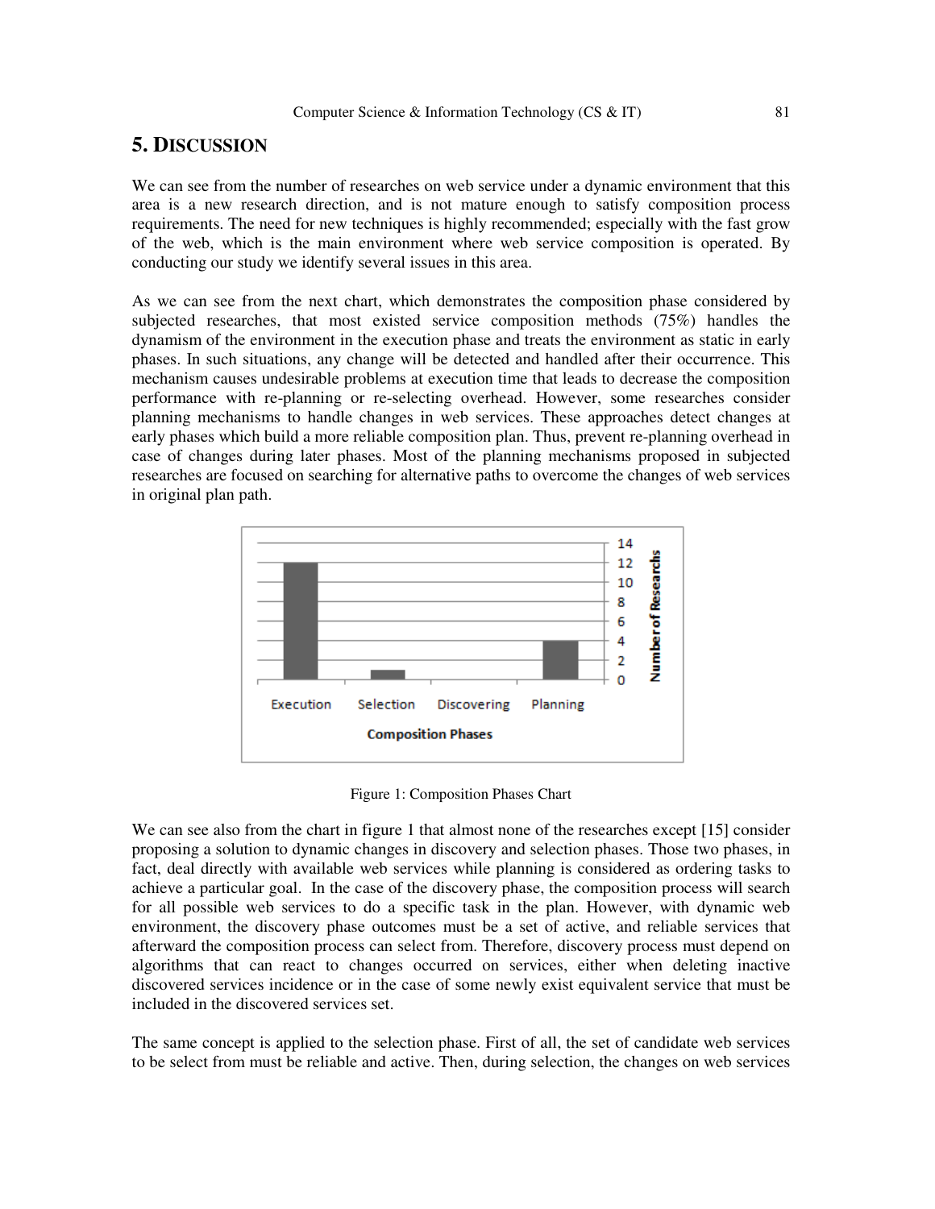## 5. DISCUSSION

We can see from the number of researches on web service under a dynamic environment that this area is a new research direction, and is not mature enough to satisfy composition process requirements. The need for new techniques is highly recommended; especially with the fast grow of the web, which is the main environment where web service composition is operated. By conducting our study we identify several issues in this area.

As we can see from the next chart, which demonstrates the composition phase considered by subjected researches, that most existed service composition methods (75%) handles the dynamism of the environment in the execution phase and treats the environment as static in early phases. In such situations, any change will be detected and handled after their occurrence. This mechanism causes undesirable problems at execution time that leads to decrease the composition performance with re-planning or re-selecting overhead. However, some researches consider planning mechanisms to handle changes in web services. These approaches detect changes at early phases which build a more reliable composition plan. Thus, prevent re-planning overhead in case of changes during later phases. Most of the planning mechanisms proposed in subjected researches are focused on searching for alternative paths to overcome the changes of web services in original plan path.

Figure 1: Composition Phases Chart

We can see also from the chart in figure 1 that almost none of the researches except [15] consider proposing a solution to dynamic changes in discovery and selection phases. Those two phases, in fact, deal directly with available web services while planning is considered as ordering tasks to achieve a particular goal. In the case of the discovery phase, the composition process will search for all possible web services to do a specific task in the plan. However, with dynamic web environment, the discovery phase outcomes must be a set of active, and reliable services that afterward the composition process can select from. Therefore, discovery process must depend on algorithms that can react to changes occurred on services, either when deleting inactive discovered services incidence or in the case of some newly exist equivalent service that must be included in the discovered services set.

The same concept is applied to the selection phase. First of all, the set of candidate web services to be select from must be reliable and active. Then, during selection, the changes on web services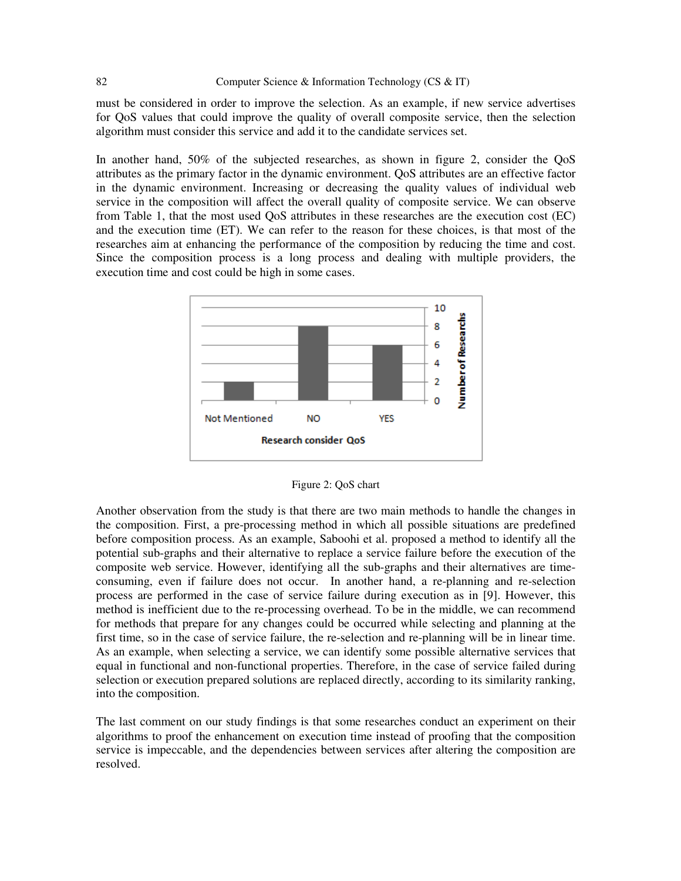must be considered in order to improve the selection. As an example, if new service advertises for QoS values that could improve the quality of overall composite service, then the selection algorithm must consider this service and add it to the candidate services set.

In another hand, 50% of the subjected researches, as shown in figure 2, consider the QoS attributes as the primary factor in the dynamic environment. QoS attributes are an effective factor in the dynamic environment. Increasing or decreasing the quality values of individual web service in the composition will affect the overall quality of composite service. We can observe from Table 1, that the most used QoS attributes in these researches are the execution cost (EC) and the execution time (ET). We can refer to the reason for these choices, is that most of the researches aim at enhancing the performance of the composition by reducing the time and cost. Since the composition process is a long process and dealing with multiple providers, the execution time and cost could be high in some cases.

Figure 2: QoS chart

Another observation from the study is that there are two main methods to handle the changes in the composition. First, a pre-processing method in which all possible situations are predefined before composition process. As an example, Saboohi et al. proposed a method to identify all the potential sub-graphs and their alternative to replace a service failure before the execution of the composite web service. However, identifying all the sub-graphs and their alternatives are time-consuming, even if failure does not occur. In another hand, a re-planning and re-selection process are performed in the case of service failure during execution as in [9]. However, this method is inefficient due to the re-processing overhead. To be in the middle, we can recommend for methods that prepare for any changes could be occurred while selecting and planning at the first time, so in the case of service failure, the re-selection and re-planning will be in linear time. As an example, when selecting a service, we can identify some possible alternative services that equal in functional and non-functional properties. Therefore, in the case of service failed during selection or execution prepared solutions are replaced directly, according to its similarity ranking, into the composition.

The last comment on our study findings is that some researches conduct an experiment on their algorithms to proof the enhancement on execution time instead of proofing that the composition service is impeccable, and the dependencies between services after altering the composition are resolved.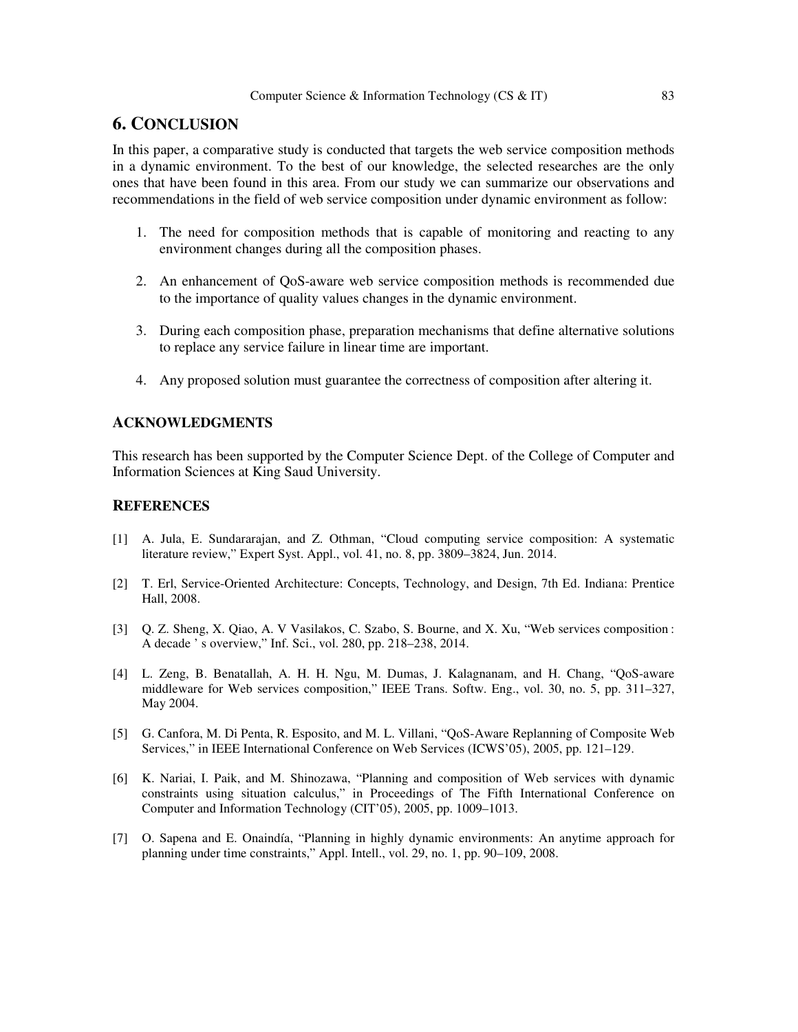## 6. CONCLUSION

In this paper, a comparative study is conducted that targets the web service composition methods in a dynamic environment. To the best of our knowledge, the selected researches are the only ones that have been found in this area. From our study we can summarize our observations and recommendations in the field of web service composition under dynamic environment as follow:

1. The need for composition methods that is capable of monitoring and reacting to any environment changes during all the composition phases.

2. An enhancement of QoS-aware web service composition methods is recommended due to the importance of quality values changes in the dynamic environment.

3. During each composition phase, preparation mechanisms that define alternative solutions to replace any service failure in linear time are important.

4. Any proposed solution must guarantee the correctness of composition after altering it.

### ACKNOWLEDGMENTS

This research has been supported by the Computer Science Dept. of the College of Computer and Information Sciences at King Saud University.

### REFERENCES

[1] A. Jula, E. Sundararajan, and Z. Othman, "Cloud computing service composition: A systematic literature review," Expert Syst. Appl., vol. 41, no. 8, pp. 3809–3824, Jun. 2014.

[2] T. Erl, Service-Oriented Architecture: Concepts, Technology, and Design, 7th Ed. Indiana: Prentice Hall, 2008.

[3] Q. Z. Sheng, X. Qiao, A. V Vasilakos, C. Szabo, S. Bourne, and X. Xu, "Web services composition : A decade ' s overview," Inf. Sci., vol. 280, pp. 218–238, 2014.

[4] L. Zeng, B. Benatallah, A. H. H. Ngu, M. Dumas, J. Kalagnanam, and H. Chang, "QoS-aware middleware for Web services composition," IEEE Trans. Softw. Eng., vol. 30, no. 5, pp. 311–327, May 2004.

[5] G. Canfora, M. Di Penta, R. Esposito, and M. L. Villani, "QoS-Aware Replanning of Composite Web Services," in IEEE International Conference on Web Services (ICWS'05), 2005, pp. 121–129.

[6] K. Nariai, I. Paik, and M. Shinozawa, "Planning and composition of Web services with dynamic constraints using situation calculus," in Proceedings of The Fifth International Conference on Computer and Information Technology (CIT'05), 2005, pp. 1009–1013.

[7] O. Sapena and E. Onaindía, "Planning in highly dynamic environments: An anytime approach for planning under time constraints," Appl. Intell., vol. 29, no. 1, pp. 90–109, 2008.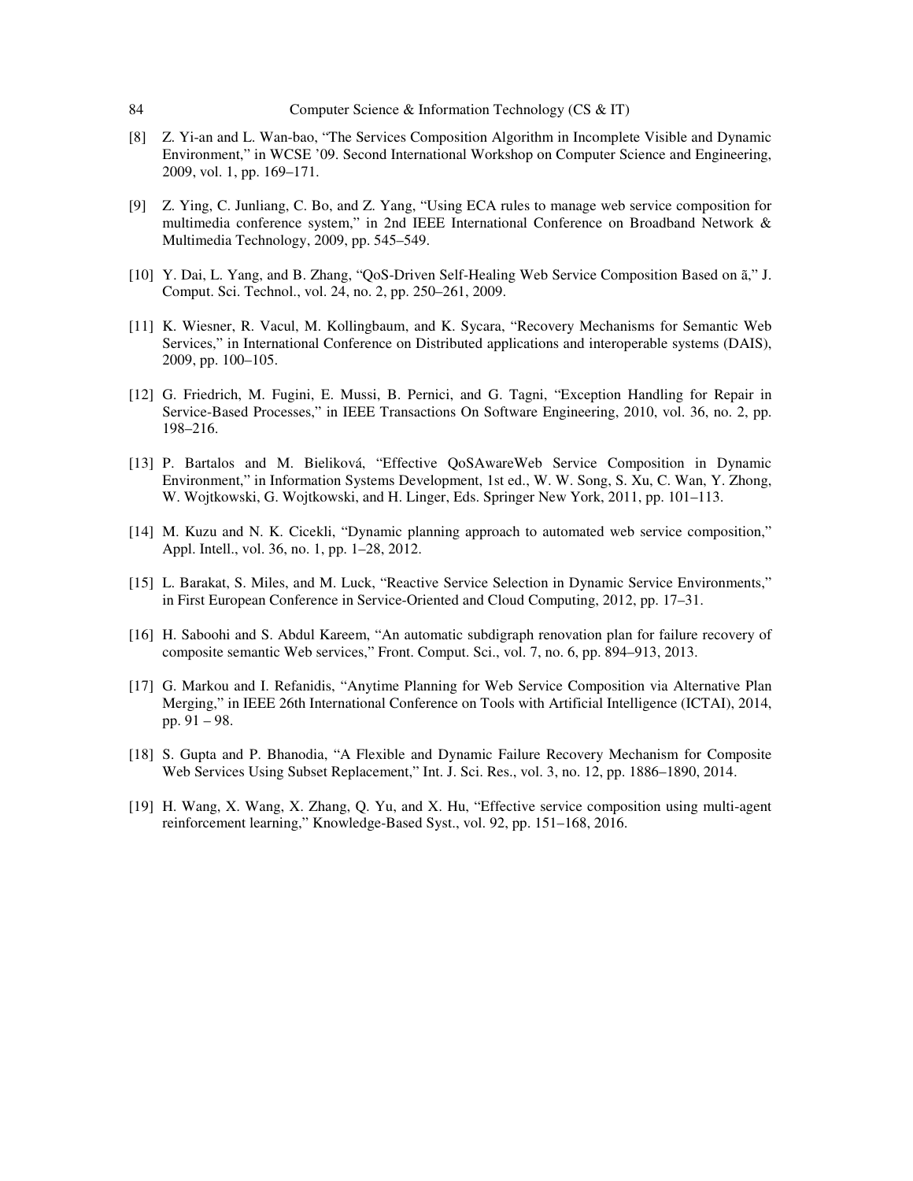[8] Z. Yi-an and L. Wan-bao, "The Services Composition Algorithm in Incomplete Visible and Dynamic Environment," in WCSE '09. Second International Workshop on Computer Science and Engineering, 2009, vol. 1, pp. 169–171.

[9] Z. Ying, C. Junliang, C. Bo, and Z. Yang, "Using ECA rules to manage web service composition for multimedia conference system," in 2nd IEEE International Conference on Broadband Network & Multimedia Technology, 2009, pp. 545–549.

[10] Y. Dai, L. Yang, and B. Zhang, "QoS-Driven Self-Healing Web Service Composition Based on ã," J. Comput. Sci. Technol., vol. 24, no. 2, pp. 250–261, 2009.

[11] K. Wiesner, R. Vacul, M. Kollingbaum, and K. Sycara, "Recovery Mechanisms for Semantic Web Services," in International Conference on Distributed applications and interoperable systems (DAIS), 2009, pp. 100–105.

[12] G. Friedrich, M. Fugini, E. Mussi, B. Pernici, and G. Tagni, "Exception Handling for Repair in Service-Based Processes," in IEEE Transactions On Software Engineering, 2010, vol. 36, no. 2, pp. 198–216.

[13] P. Bartalos and M. Bieliková, "Effective QoSAwareWeb Service Composition in Dynamic Environment," in Information Systems Development, 1st ed., W. W. Song, S. Xu, C. Wan, Y. Zhong, W. Wojtkowski, G. Wojtkowski, and H. Linger, Eds. Springer New York, 2011, pp. 101–113.

[14] M. Kuzu and N. K. Cicekli, "Dynamic planning approach to automated web service composition," Appl. Intell., vol. 36, no. 1, pp. 1–28, 2012.

[15] L. Barakat, S. Miles, and M. Luck, "Reactive Service Selection in Dynamic Service Environments," in First European Conference in Service-Oriented and Cloud Computing, 2012, pp. 17–31.

[16] H. Saboohi and S. Abdul Kareem, "An automatic subdigraph renovation plan for failure recovery of composite semantic Web services," Front. Comput. Sci., vol. 7, no. 6, pp. 894–913, 2013.

[17] G. Markou and I. Refanidis, "Anytime Planning for Web Service Composition via Alternative Plan Merging," in IEEE 26th International Conference on Tools with Artificial Intelligence (ICTAI), 2014, pp. 91 – 98.

[18] S. Gupta and P. Bhanodia, "A Flexible and Dynamic Failure Recovery Mechanism for Composite Web Services Using Subset Replacement," Int. J. Sci. Res., vol. 3, no. 12, pp. 1886–1890, 2014.

[19] H. Wang, X. Wang, X. Zhang, Q. Yu, and X. Hu, "Effective service composition using multi-agent reinforcement learning," Knowledge-Based Syst., vol. 92, pp. 151–168, 2016.